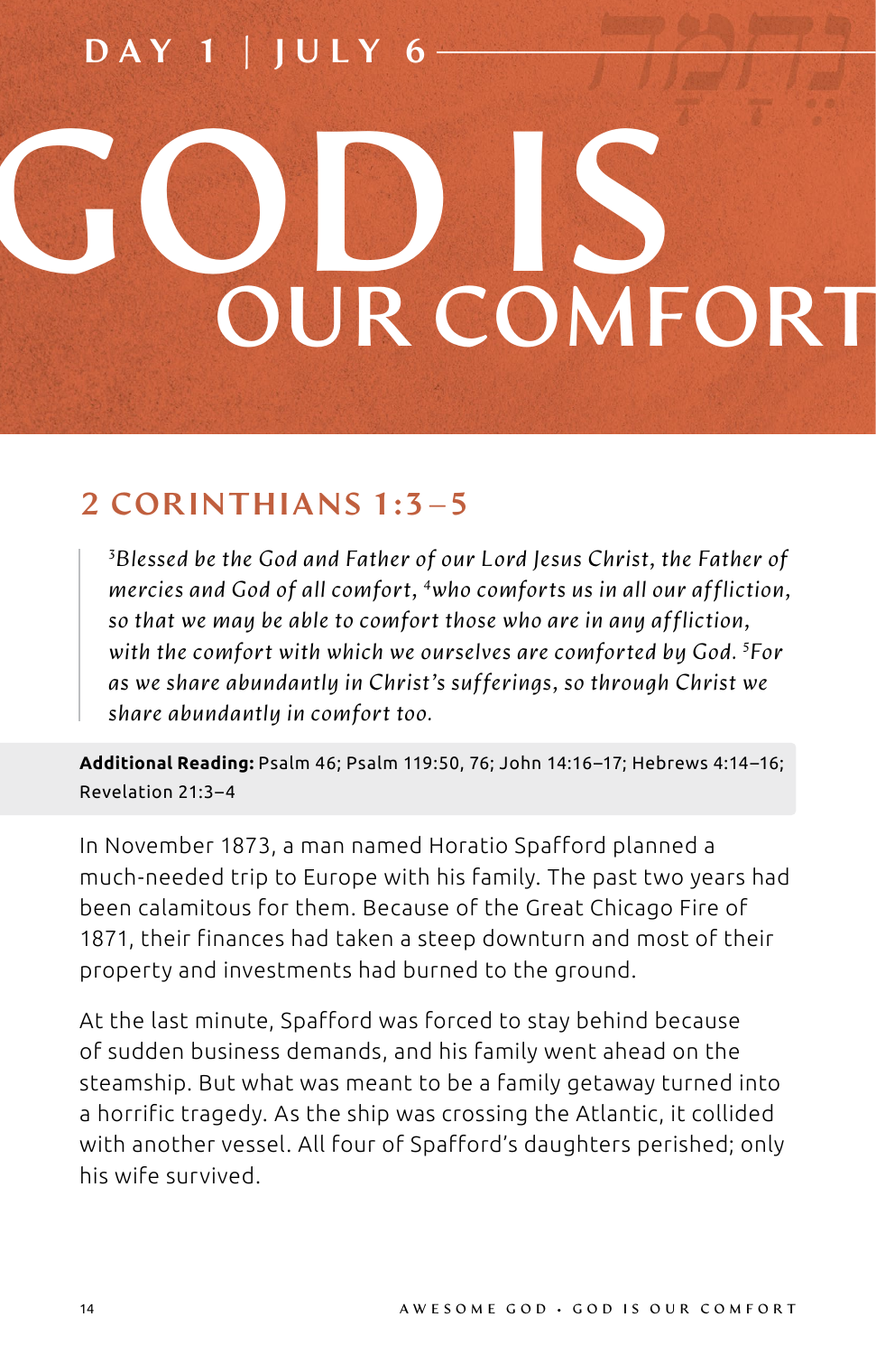DAY 1 | JULY 6

# GOD IS OUR COMFORT

## 2 CORINTHIANS 1:3–5

> *[3]Blessed be the God and Father of our Lord Jesus Christ, the Father of mercies and God of all comfort, [4]who comforts us in all our affliction, so that we may be able to comfort those who are in any affliction, with the comfort with which we ourselves are comforted by God. [5]For as we share abundantly in Christ's sufferings, so through Christ we share abundantly in comfort too.*

**Additional Reading:** Psalm 46; Psalm 119:50, 76; John 14:16–17; Hebrews 4:14–16; Revelation 21:3–4

In November 1873, a man named Horatio Spafford planned a much-needed trip to Europe with his family. The past two years had been calamitous for them. Because of the Great Chicago Fire of 1871, their finances had taken a steep downturn and most of their property and investments had burned to the ground.

At the last minute, Spafford was forced to stay behind because of sudden business demands, and his family went ahead on the steamship. But what was meant to be a family getaway turned into a horrific tragedy. As the ship was crossing the Atlantic, it collided with another vessel. All four of Spafford's daughters perished; only his wife survived.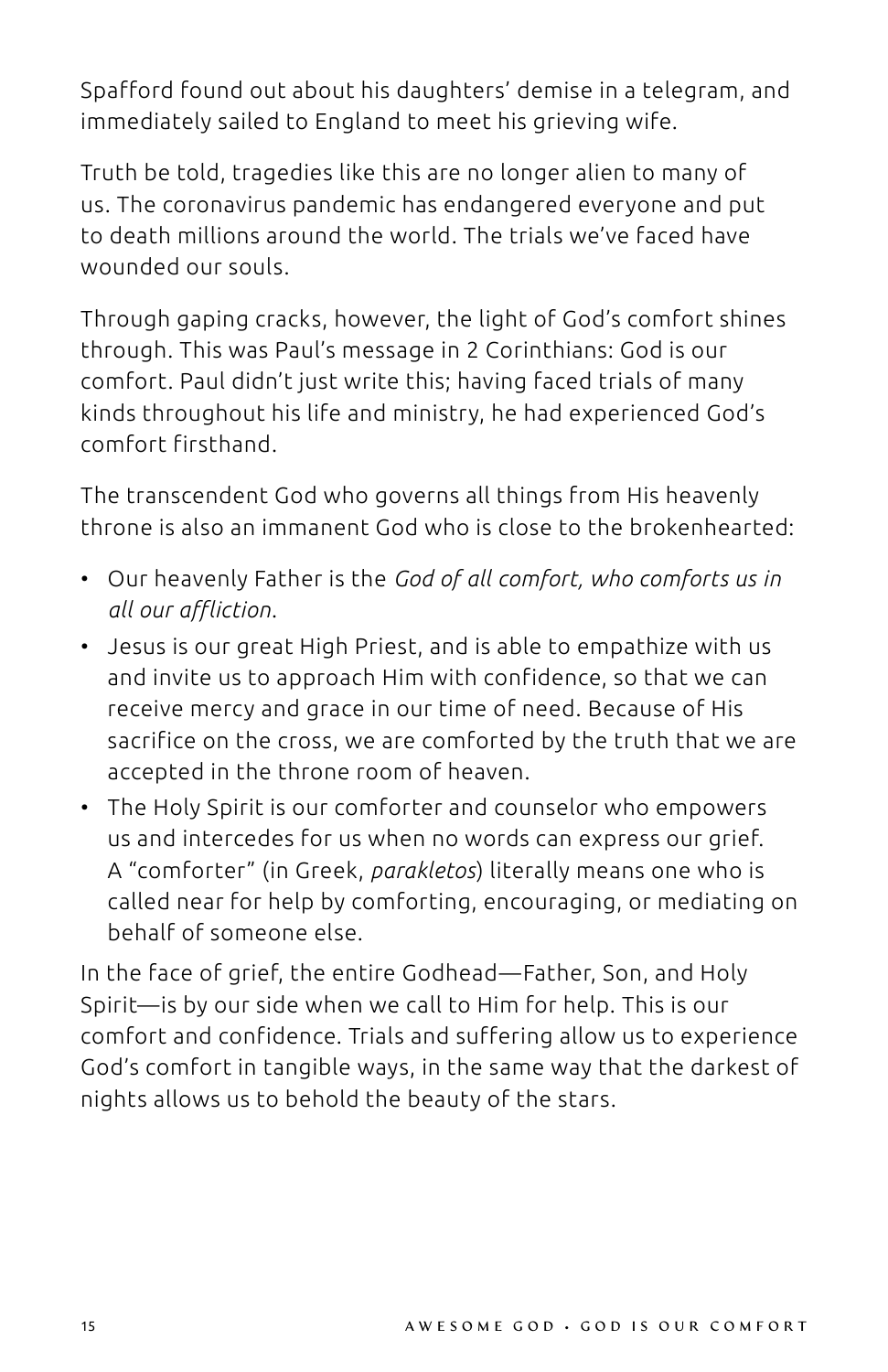Spafford found out about his daughters' demise in a telegram, and immediately sailed to England to meet his grieving wife.

Truth be told, tragedies like this are no longer alien to many of us. The coronavirus pandemic has endangered everyone and put to death millions around the world. The trials we've faced have wounded our souls.

Through gaping cracks, however, the light of God's comfort shines through. This was Paul's message in 2 Corinthians: God is our comfort. Paul didn't just write this; having faced trials of many kinds throughout his life and ministry, he had experienced God's comfort firsthand.

The transcendent God who governs all things from His heavenly throne is also an immanent God who is close to the brokenhearted:

- Our heavenly Father is the *God of all comfort, who comforts us in all our affliction*.
- Jesus is our great High Priest, and is able to empathize with us and invite us to approach Him with confidence, so that we can receive mercy and grace in our time of need. Because of His sacrifice on the cross, we are comforted by the truth that we are accepted in the throne room of heaven.
- The Holy Spirit is our comforter and counselor who empowers us and intercedes for us when no words can express our grief. A "comforter" (in Greek, *parakletos*) literally means one who is called near for help by comforting, encouraging, or mediating on behalf of someone else.

In the face of grief, the entire Godhead—Father, Son, and Holy Spirit—is by our side when we call to Him for help. This is our comfort and confidence. Trials and suffering allow us to experience God's comfort in tangible ways, in the same way that the darkest of nights allows us to behold the beauty of the stars.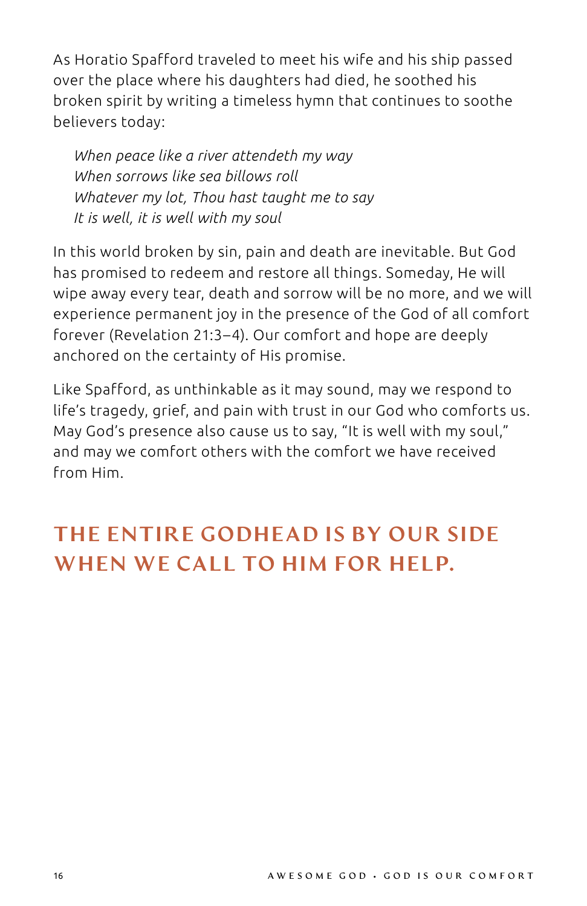As Horatio Spafford traveled to meet his wife and his ship passed over the place where his daughters had died, he soothed his broken spirit by writing a timeless hymn that continues to soothe believers today:

> *When peace like a river attendeth my way*
> *When sorrows like sea billows roll*
> *Whatever my lot, Thou hast taught me to say*
> *It is well, it is well with my soul*

In this world broken by sin, pain and death are inevitable. But God has promised to redeem and restore all things. Someday, He will wipe away every tear, death and sorrow will be no more, and we will experience permanent joy in the presence of the God of all comfort forever (Revelation 21:3–4). Our comfort and hope are deeply anchored on the certainty of His promise.

Like Spafford, as unthinkable as it may sound, may we respond to life's tragedy, grief, and pain with trust in our God who comforts us. May God's presence also cause us to say, "It is well with my soul," and may we comfort others with the comfort we have received from Him.

## THE ENTIRE GODHEAD IS BY OUR SIDE WHEN WE CALL TO HIM FOR HELP.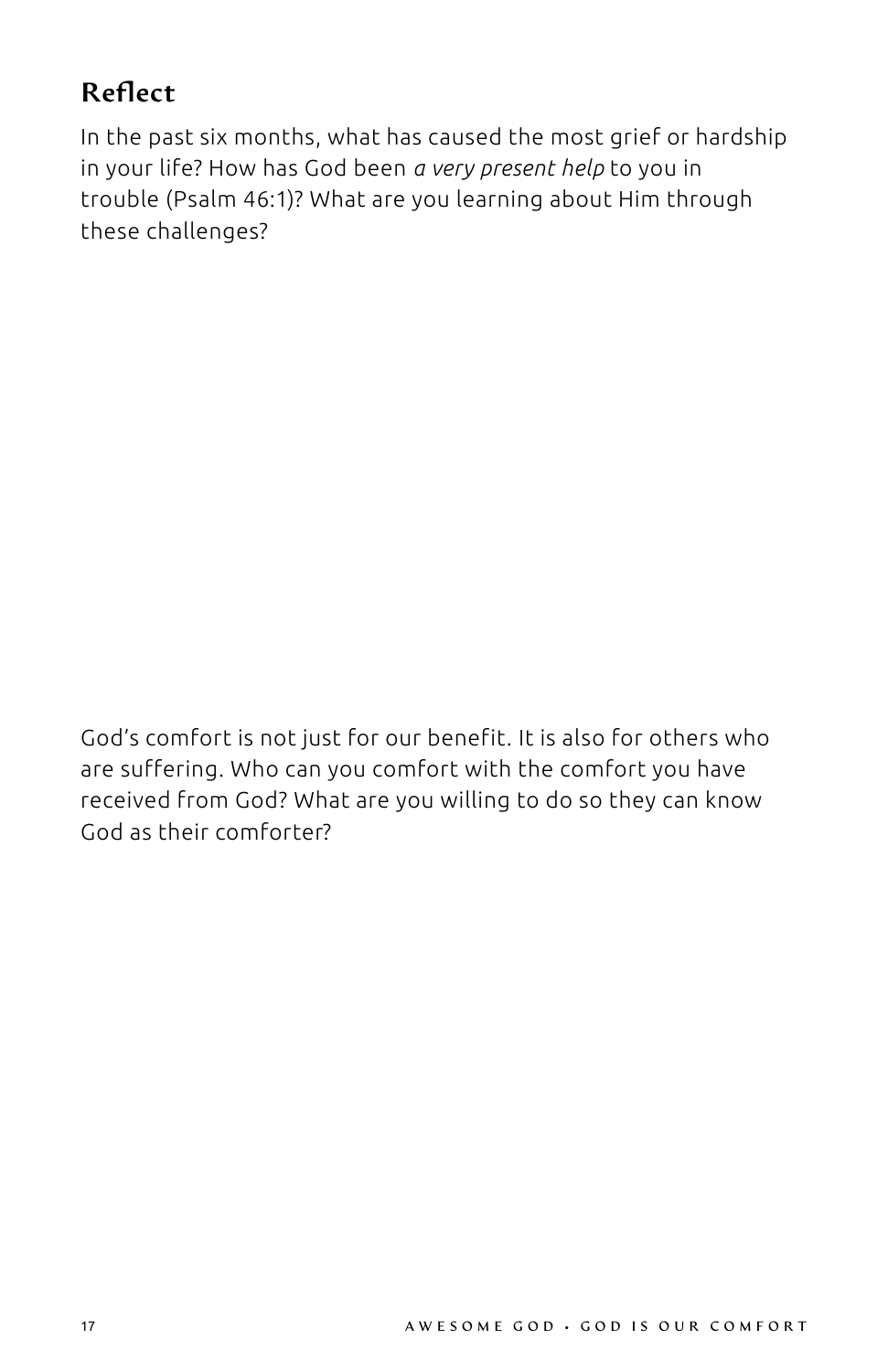## Reflect

In the past six months, what has caused the most grief or hardship in your life? How has God been *a very present help* to you in trouble (Psalm 46:1)? What are you learning about Him through these challenges?

God's comfort is not just for our benefit. It is also for others who are suffering. Who can you comfort with the comfort you have received from God? What are you willing to do so they can know God as their comforter?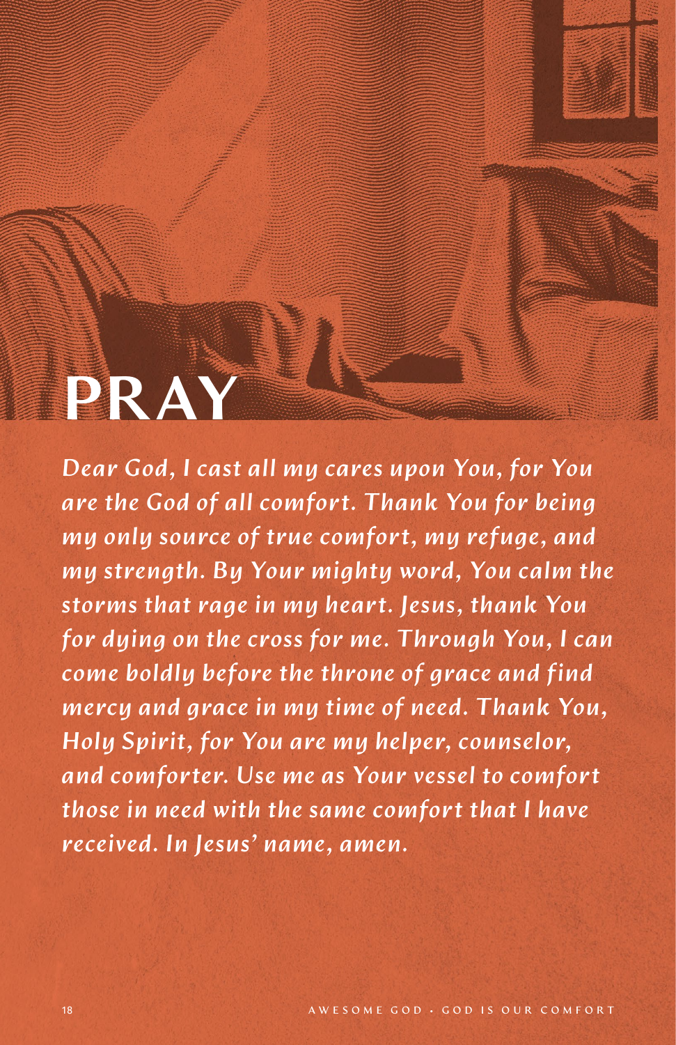# PRAY

*Dear God, I cast all my cares upon You, for You are the God of all comfort. Thank You for being my only source of true comfort, my refuge, and my strength. By Your mighty word, You calm the storms that rage in my heart. Jesus, thank You for dying on the cross for me. Through You, I can come boldly before the throne of grace and find mercy and grace in my time of need. Thank You, Holy Spirit, for You are my helper, counselor, and comforter. Use me as Your vessel to comfort those in need with the same comfort that I have received. In Jesus' name, amen.*